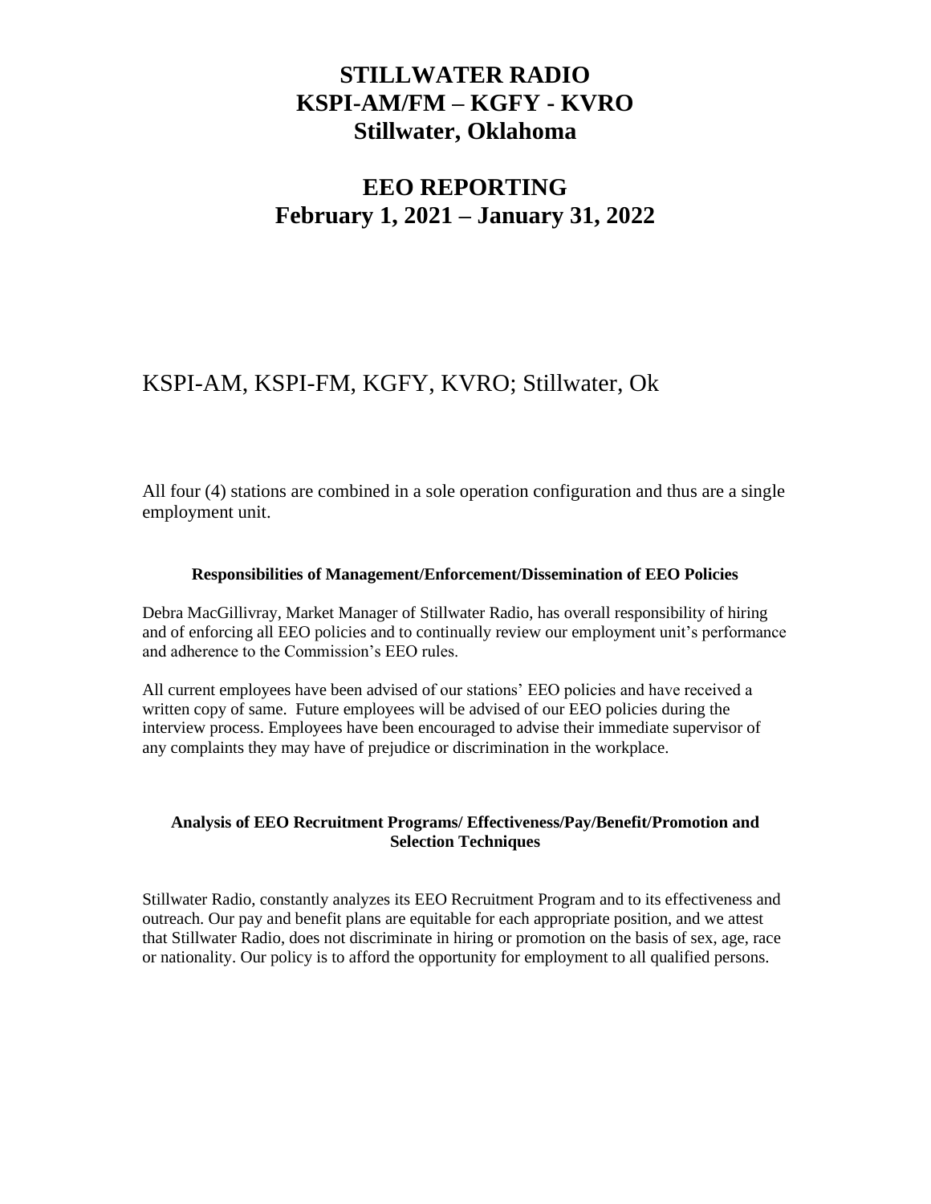# STILLWATER RADIO
# KSPI-AM/FM – KGFY - KVRO
# Stillwater, Oklahoma

# EEO REPORTING
# February 1, 2021 – January 31, 2022

KSPI-AM, KSPI-FM, KGFY, KVRO; Stillwater, Ok

All four (4) stations are combined in a sole operation configuration and thus are a single employment unit.

### Responsibilities of Management/Enforcement/Dissemination of EEO Policies

Debra MacGillivray, Market Manager of Stillwater Radio, has overall responsibility of hiring and of enforcing all EEO policies and to continually review our employment unit's performance and adherence to the Commission's EEO rules.

All current employees have been advised of our stations' EEO policies and have received a written copy of same. Future employees will be advised of our EEO policies during the interview process. Employees have been encouraged to advise their immediate supervisor of any complaints they may have of prejudice or discrimination in the workplace.

### Analysis of EEO Recruitment Programs/ Effectiveness/Pay/Benefit/Promotion and Selection Techniques

Stillwater Radio, constantly analyzes its EEO Recruitment Program and to its effectiveness and outreach. Our pay and benefit plans are equitable for each appropriate position, and we attest that Stillwater Radio, does not discriminate in hiring or promotion on the basis of sex, age, race or nationality. Our policy is to afford the opportunity for employment to all qualified persons.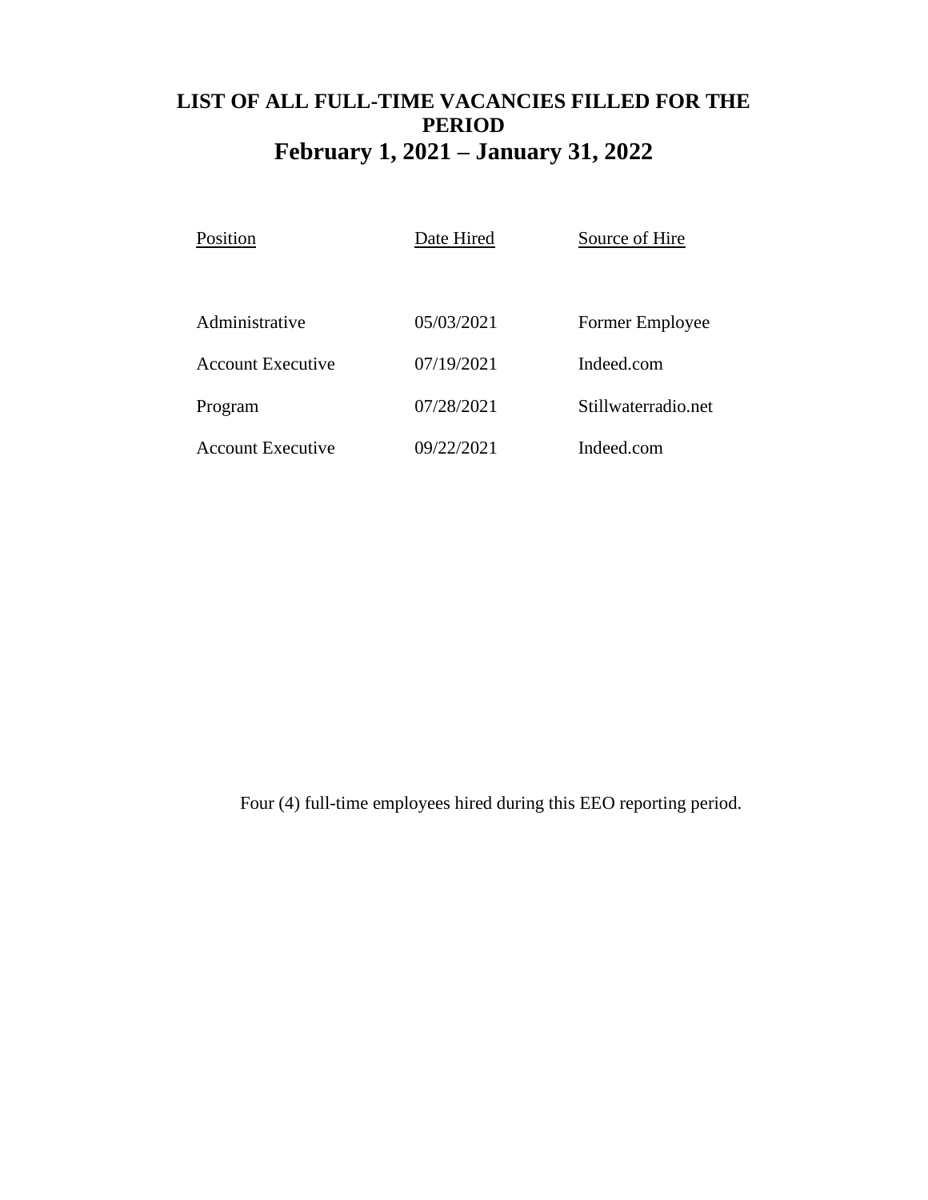## LIST OF ALL FULL-TIME VACANCIES FILLED FOR THE PERIOD

## February 1, 2021 – January 31, 2022

| Position | Date Hired | Source of Hire |
|---|---|---|
| Administrative | 05/03/2021 | Former Employee |
| Account Executive | 07/19/2021 | Indeed.com |
| Program | 07/28/2021 | Stillwaterradio.net |
| Account Executive | 09/22/2021 | Indeed.com |

Four (4) full-time employees hired during this EEO reporting period.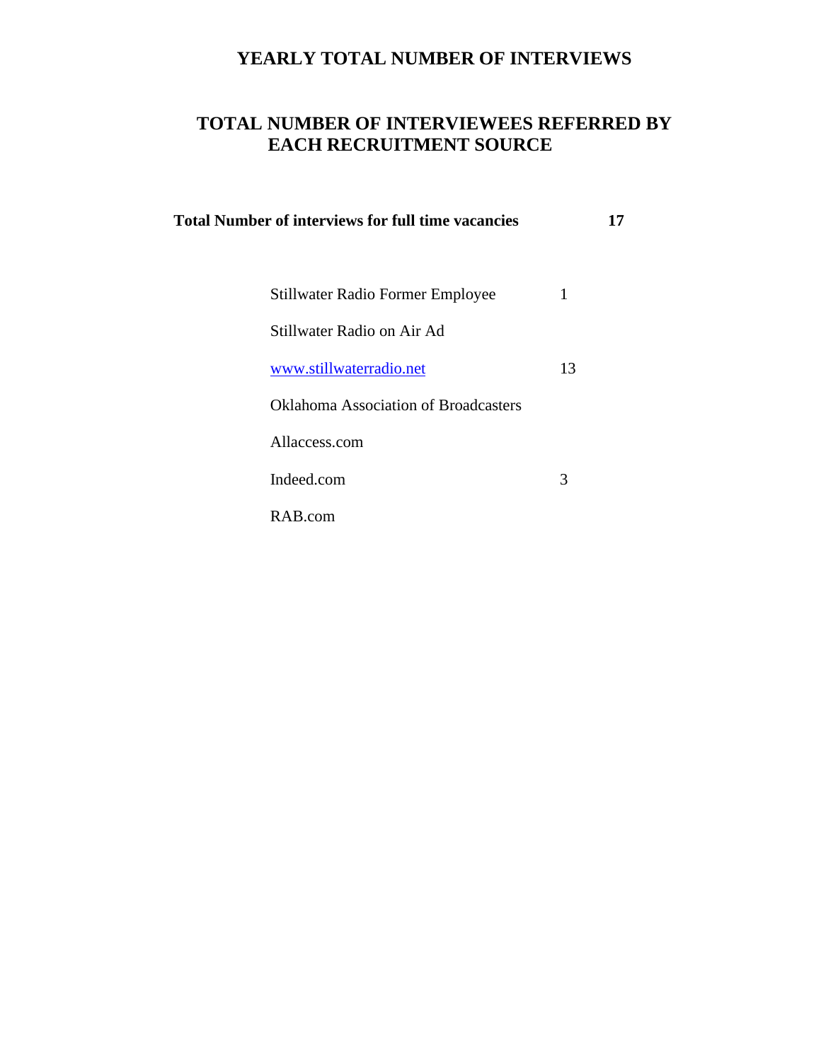# YEARLY TOTAL NUMBER OF INTERVIEWS

## TOTAL NUMBER OF INTERVIEWEES REFERRED BY EACH RECRUITMENT SOURCE

**Total Number of interviews for full time vacancies** **17**

| Recruitment Source | Number |
|---|---|
| Stillwater Radio Former Employee | 1 |
| Stillwater Radio on Air Ad | |
| www.stillwaterradio.net | 13 |
| Oklahoma Association of Broadcasters | |
| Allaccess.com | |
| Indeed.com | 3 |
| RAB.com | |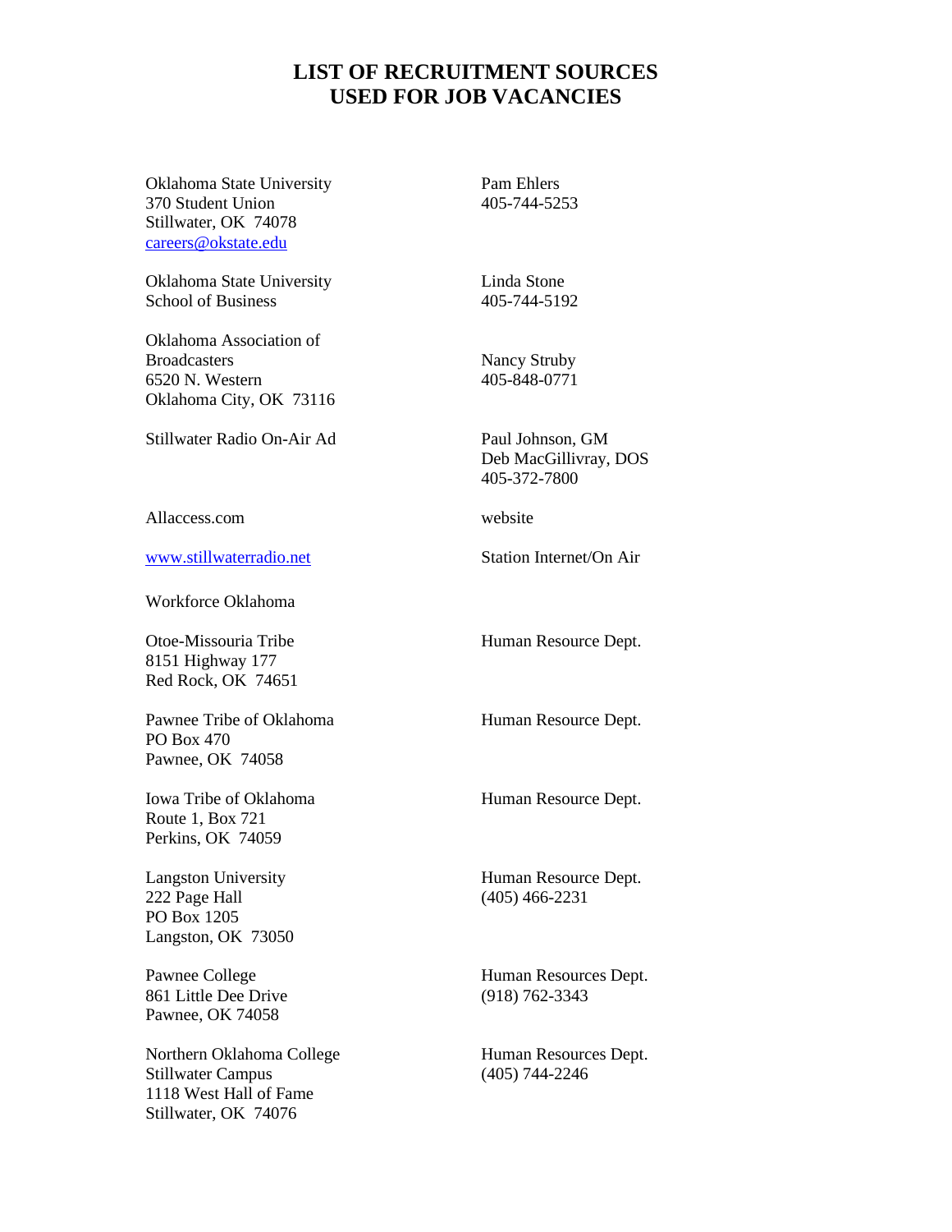# LIST OF RECRUITMENT SOURCES USED FOR JOB VACANCIES

| Source | Contact |
|---|---|
| Oklahoma State University<br>370 Student Union<br>Stillwater, OK 74078<br>careers@okstate.edu | Pam Ehlers<br>405-744-5253 |
| Oklahoma State University<br>School of Business | Linda Stone<br>405-744-5192 |
| Oklahoma Association of Broadcasters<br>6520 N. Western<br>Oklahoma City, OK 73116 | Nancy Struby<br>405-848-0771 |
| Stillwater Radio On-Air Ad | Paul Johnson, GM<br>Deb MacGillivray, DOS<br>405-372-7800 |
| Allaccess.com | website |
| www.stillwaterradio.net | Station Internet/On Air |
| Workforce Oklahoma | |
| Otoe-Missouria Tribe<br>8151 Highway 177<br>Red Rock, OK 74651 | Human Resource Dept. |
| Pawnee Tribe of Oklahoma<br>PO Box 470<br>Pawnee, OK 74058 | Human Resource Dept. |
| Iowa Tribe of Oklahoma<br>Route 1, Box 721<br>Perkins, OK 74059 | Human Resource Dept. |
| Langston University<br>222 Page Hall<br>PO Box 1205<br>Langston, OK 73050 | Human Resource Dept.<br>(405) 466-2231 |
| Pawnee College<br>861 Little Dee Drive<br>Pawnee, OK 74058 | Human Resources Dept.<br>(918) 762-3343 |
| Northern Oklahoma College<br>Stillwater Campus<br>1118 West Hall of Fame<br>Stillwater, OK 74076 | Human Resources Dept.<br>(405) 744-2246 |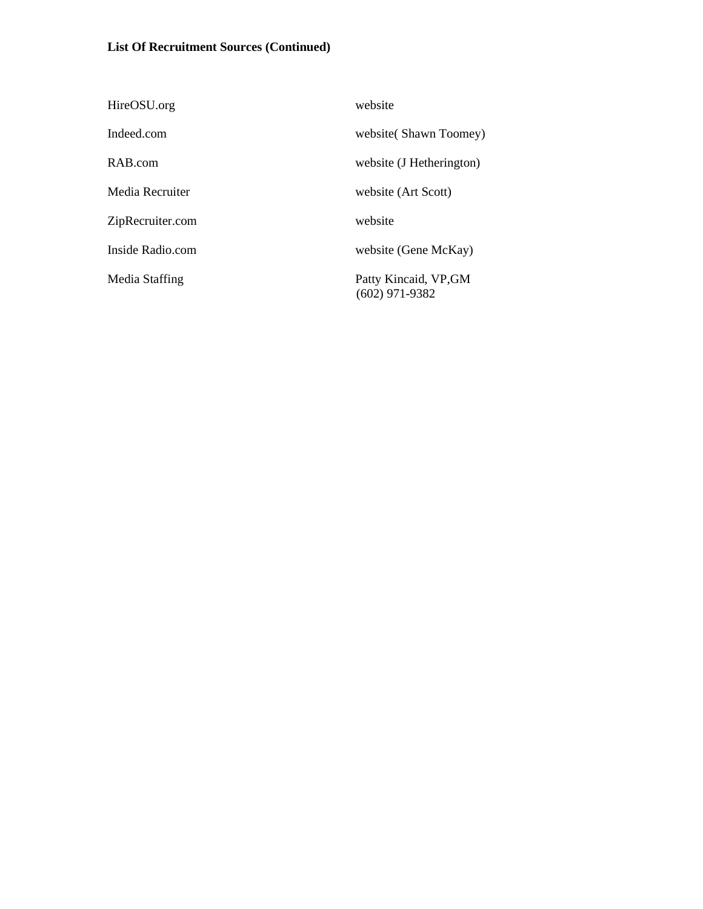**List Of Recruitment Sources (Continued)**

| | |
|---|---|
| HireOSU.org | website |
| Indeed.com | website( Shawn Toomey) |
| RAB.com | website (J Hetherington) |
| Media Recruiter | website (Art Scott) |
| ZipRecruiter.com | website |
| Inside Radio.com | website (Gene McKay) |
| Media Staffing | Patty Kincaid, VP,GM<br>(602) 971-9382 |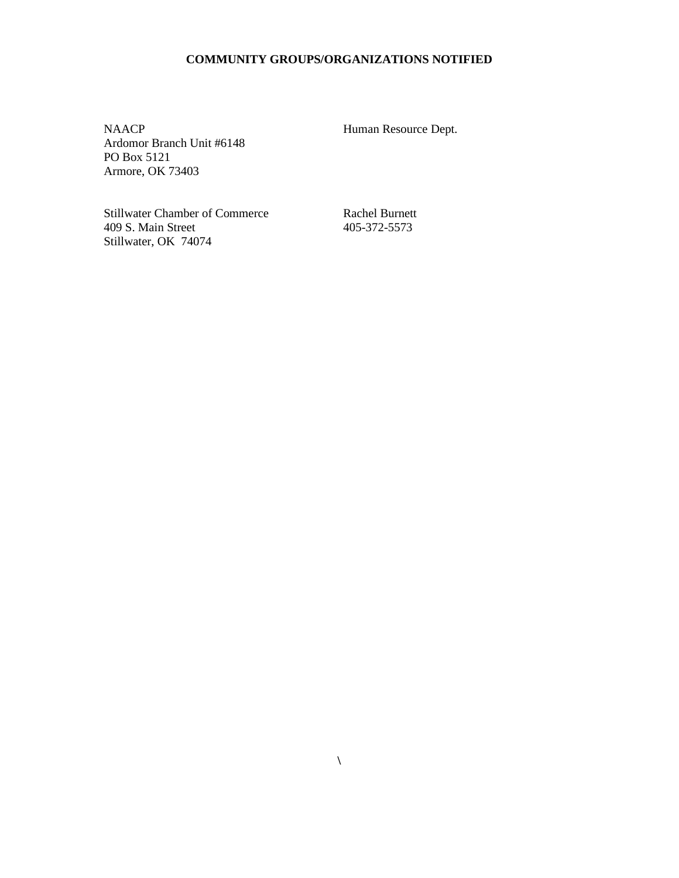**COMMUNITY GROUPS/ORGANIZATIONS NOTIFIED**

NAACP
Ardomor Branch Unit #6148
PO Box 5121
Armore, OK 73403

Human Resource Dept.

Stillwater Chamber of Commerce
409 S. Main Street
Stillwater, OK 74074

Rachel Burnett
405-372-5573

\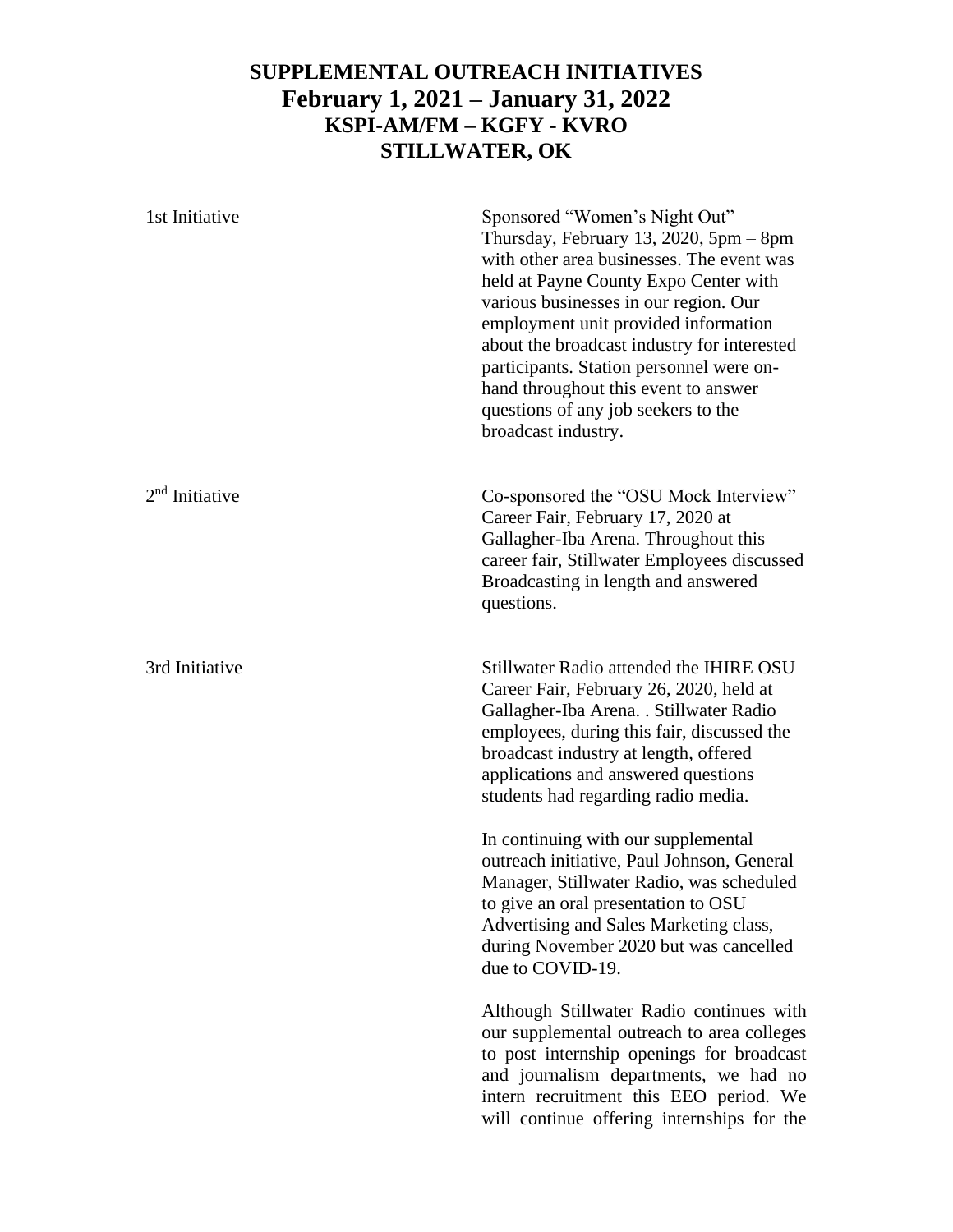# SUPPLEMENTAL OUTREACH INITIATIVES
## February 1, 2021 – January 31, 2022
### KSPI-AM/FM – KGFY - KVRO
### STILLWATER, OK

| | |
|---|---|
| 1st Initiative | Sponsored "Women's Night Out" Thursday, February 13, 2020, 5pm – 8pm with other area businesses. The event was held at Payne County Expo Center with various businesses in our region. Our employment unit provided information about the broadcast industry for interested participants. Station personnel were on-hand throughout this event to answer questions of any job seekers to the broadcast industry. |
| 2nd Initiative | Co-sponsored the "OSU Mock Interview" Career Fair, February 17, 2020 at Gallagher-Iba Arena. Throughout this career fair, Stillwater Employees discussed Broadcasting in length and answered questions. |
| 3rd Initiative | Stillwater Radio attended the IHIRE OSU Career Fair, February 26, 2020, held at Gallagher-Iba Arena. . Stillwater Radio employees, during this fair, discussed the broadcast industry at length, offered applications and answered questions students had regarding radio media. |

In continuing with our supplemental outreach initiative, Paul Johnson, General Manager, Stillwater Radio, was scheduled to give an oral presentation to OSU Advertising and Sales Marketing class, during November 2020 but was cancelled due to COVID-19.

Although Stillwater Radio continues with our supplemental outreach to area colleges to post internship openings for broadcast and journalism departments, we had no intern recruitment this EEO period. We will continue offering internships for the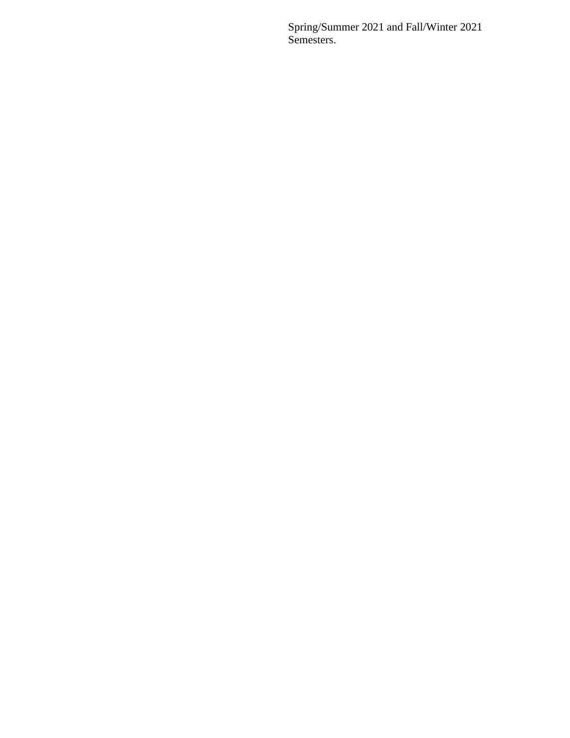Spring/Summer 2021 and Fall/Winter 2021 Semesters.